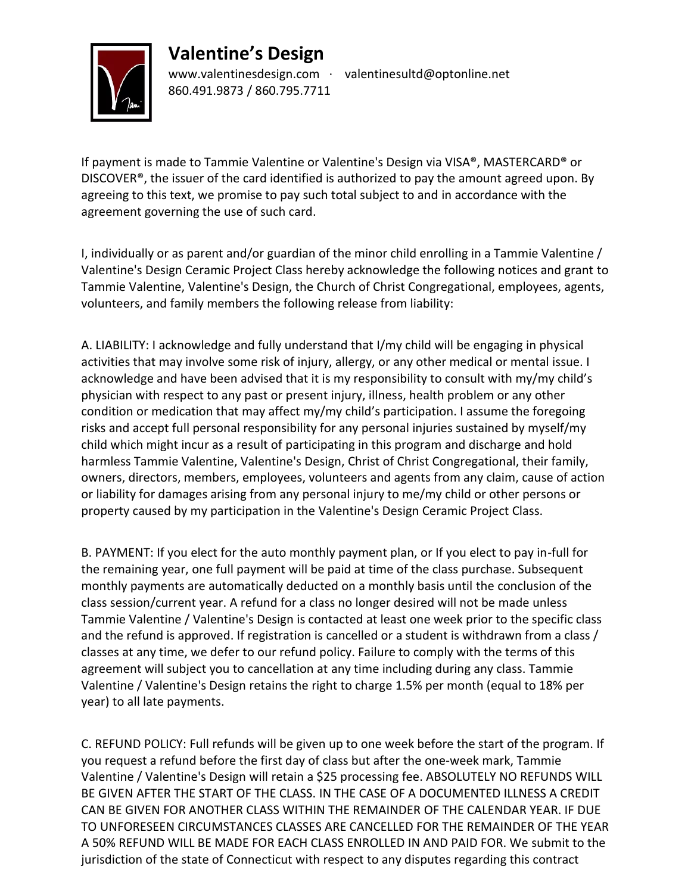# Valentine's Design

www.valentinesdesign.com · valentinesultd@optonline.net
860.491.9873 / 860.795.7711

If payment is made to Tammie Valentine or Valentine's Design via VISA®, MASTERCARD® or DISCOVER®, the issuer of the card identified is authorized to pay the amount agreed upon. By agreeing to this text, we promise to pay such total subject to and in accordance with the agreement governing the use of such card.

I, individually or as parent and/or guardian of the minor child enrolling in a Tammie Valentine / Valentine's Design Ceramic Project Class hereby acknowledge the following notices and grant to Tammie Valentine, Valentine's Design, the Church of Christ Congregational, employees, agents, volunteers, and family members the following release from liability:

A. LIABILITY: I acknowledge and fully understand that I/my child will be engaging in physical activities that may involve some risk of injury, allergy, or any other medical or mental issue. I acknowledge and have been advised that it is my responsibility to consult with my/my child's physician with respect to any past or present injury, illness, health problem or any other condition or medication that may affect my/my child's participation. I assume the foregoing risks and accept full personal responsibility for any personal injuries sustained by myself/my child which might incur as a result of participating in this program and discharge and hold harmless Tammie Valentine, Valentine's Design, Christ of Christ Congregational, their family, owners, directors, members, employees, volunteers and agents from any claim, cause of action or liability for damages arising from any personal injury to me/my child or other persons or property caused by my participation in the Valentine's Design Ceramic Project Class.

B. PAYMENT: If you elect for the auto monthly payment plan, or If you elect to pay in-full for the remaining year, one full payment will be paid at time of the class purchase. Subsequent monthly payments are automatically deducted on a monthly basis until the conclusion of the class session/current year. A refund for a class no longer desired will not be made unless Tammie Valentine / Valentine's Design is contacted at least one week prior to the specific class and the refund is approved. If registration is cancelled or a student is withdrawn from a class / classes at any time, we defer to our refund policy. Failure to comply with the terms of this agreement will subject you to cancellation at any time including during any class. Tammie Valentine / Valentine's Design retains the right to charge 1.5% per month (equal to 18% per year) to all late payments.

C. REFUND POLICY: Full refunds will be given up to one week before the start of the program. If you request a refund before the first day of class but after the one-week mark, Tammie Valentine / Valentine's Design will retain a $25 processing fee. ABSOLUTELY NO REFUNDS WILL BE GIVEN AFTER THE START OF THE CLASS. IN THE CASE OF A DOCUMENTED ILLNESS A CREDIT CAN BE GIVEN FOR ANOTHER CLASS WITHIN THE REMAINDER OF THE CALENDAR YEAR. IF DUE TO UNFORESEEN CIRCUMSTANCES CLASSES ARE CANCELLED FOR THE REMAINDER OF THE YEAR A 50% REFUND WILL BE MADE FOR EACH CLASS ENROLLED IN AND PAID FOR. We submit to the jurisdiction of the state of Connecticut with respect to any disputes regarding this contract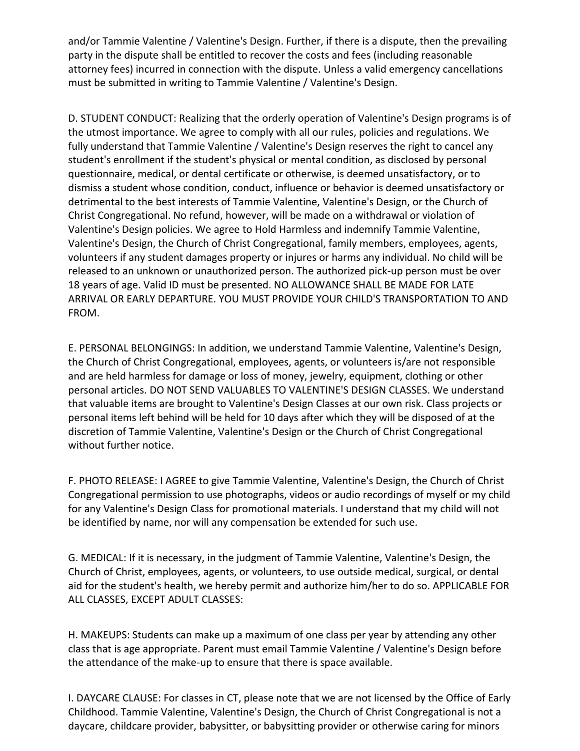and/or Tammie Valentine / Valentine's Design. Further, if there is a dispute, then the prevailing party in the dispute shall be entitled to recover the costs and fees (including reasonable attorney fees) incurred in connection with the dispute. Unless a valid emergency cancellations must be submitted in writing to Tammie Valentine / Valentine's Design.

D. STUDENT CONDUCT: Realizing that the orderly operation of Valentine's Design programs is of the utmost importance. We agree to comply with all our rules, policies and regulations. We fully understand that Tammie Valentine / Valentine's Design reserves the right to cancel any student's enrollment if the student's physical or mental condition, as disclosed by personal questionnaire, medical, or dental certificate or otherwise, is deemed unsatisfactory, or to dismiss a student whose condition, conduct, influence or behavior is deemed unsatisfactory or detrimental to the best interests of Tammie Valentine, Valentine's Design, or the Church of Christ Congregational. No refund, however, will be made on a withdrawal or violation of Valentine's Design policies. We agree to Hold Harmless and indemnify Tammie Valentine, Valentine's Design, the Church of Christ Congregational, family members, employees, agents, volunteers if any student damages property or injures or harms any individual. No child will be released to an unknown or unauthorized person. The authorized pick-up person must be over 18 years of age. Valid ID must be presented. NO ALLOWANCE SHALL BE MADE FOR LATE ARRIVAL OR EARLY DEPARTURE. YOU MUST PROVIDE YOUR CHILD'S TRANSPORTATION TO AND FROM.

E. PERSONAL BELONGINGS: In addition, we understand Tammie Valentine, Valentine's Design, the Church of Christ Congregational, employees, agents, or volunteers is/are not responsible and are held harmless for damage or loss of money, jewelry, equipment, clothing or other personal articles. DO NOT SEND VALUABLES TO VALENTINE'S DESIGN CLASSES. We understand that valuable items are brought to Valentine's Design Classes at our own risk. Class projects or personal items left behind will be held for 10 days after which they will be disposed of at the discretion of Tammie Valentine, Valentine's Design or the Church of Christ Congregational without further notice.

F. PHOTO RELEASE: I AGREE to give Tammie Valentine, Valentine's Design, the Church of Christ Congregational permission to use photographs, videos or audio recordings of myself or my child for any Valentine's Design Class for promotional materials. I understand that my child will not be identified by name, nor will any compensation be extended for such use.

G. MEDICAL: If it is necessary, in the judgment of Tammie Valentine, Valentine's Design, the Church of Christ, employees, agents, or volunteers, to use outside medical, surgical, or dental aid for the student's health, we hereby permit and authorize him/her to do so. APPLICABLE FOR ALL CLASSES, EXCEPT ADULT CLASSES:

H. MAKEUPS: Students can make up a maximum of one class per year by attending any other class that is age appropriate. Parent must email Tammie Valentine / Valentine's Design before the attendance of the make-up to ensure that there is space available.

I. DAYCARE CLAUSE: For classes in CT, please note that we are not licensed by the Office of Early Childhood. Tammie Valentine, Valentine's Design, the Church of Christ Congregational is not a daycare, childcare provider, babysitter, or babysitting provider or otherwise caring for minors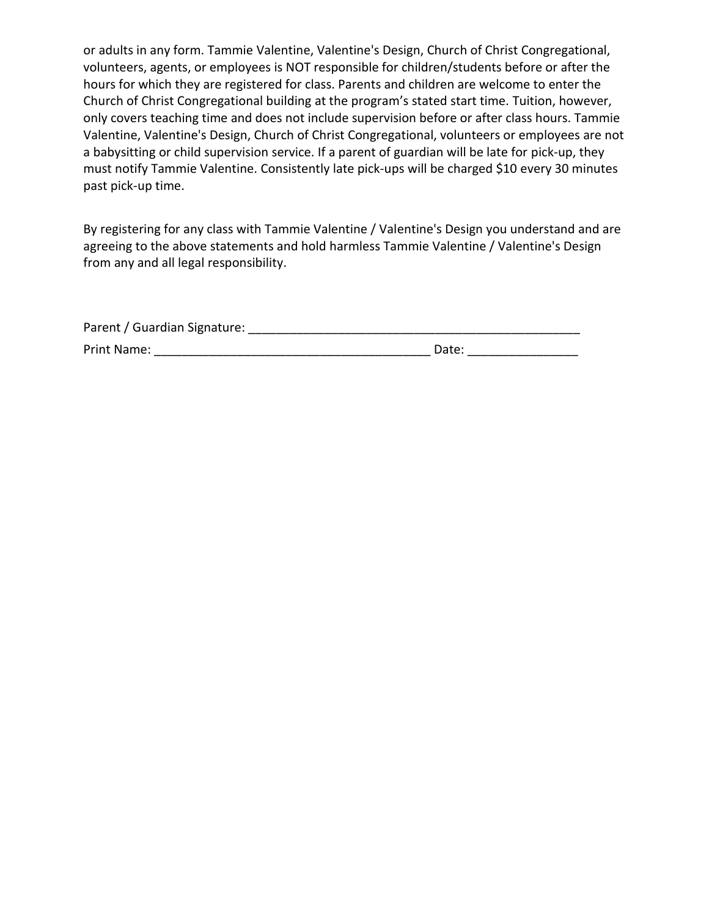or adults in any form. Tammie Valentine, Valentine's Design, Church of Christ Congregational, volunteers, agents, or employees is NOT responsible for children/students before or after the hours for which they are registered for class. Parents and children are welcome to enter the Church of Christ Congregational building at the program's stated start time. Tuition, however, only covers teaching time and does not include supervision before or after class hours. Tammie Valentine, Valentine's Design, Church of Christ Congregational, volunteers or employees are not a babysitting or child supervision service. If a parent of guardian will be late for pick-up, they must notify Tammie Valentine. Consistently late pick-ups will be charged $10 every 30 minutes past pick-up time.

By registering for any class with Tammie Valentine / Valentine's Design you understand and are agreeing to the above statements and hold harmless Tammie Valentine / Valentine's Design from any and all legal responsibility.

Parent / Guardian Signature: _________________________________________________

Print Name: _________________________________________ Date: ________________